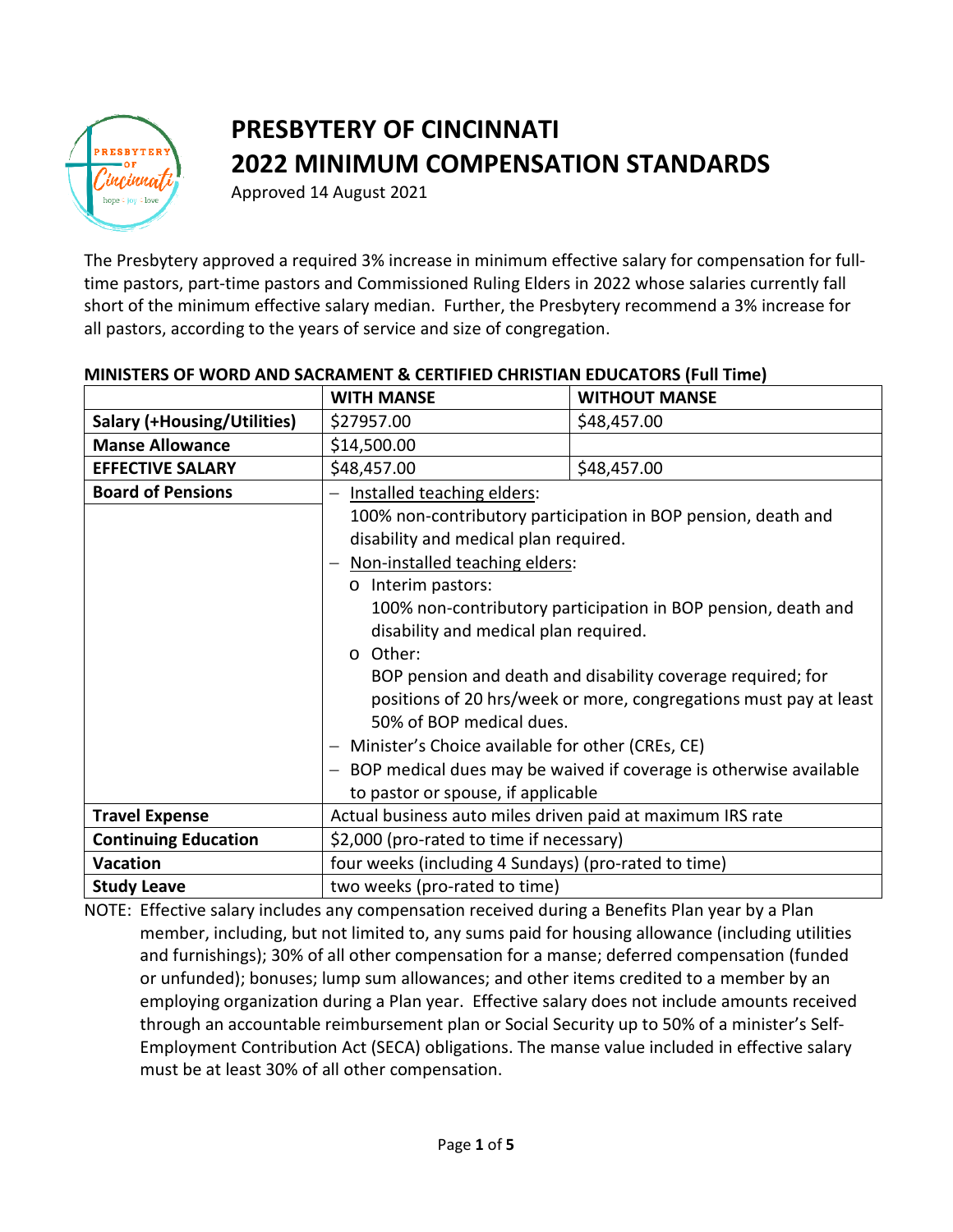# PRESBYTERY OF CINCINNATI
# 2022 MINIMUM COMPENSATION STANDARDS

Approved 14 August 2021

The Presbytery approved a required 3% increase in minimum effective salary for compensation for full-time pastors, part-time pastors and Commissioned Ruling Elders in 2022 whose salaries currently fall short of the minimum effective salary median. Further, the Presbytery recommend a 3% increase for all pastors, according to the years of service and size of congregation.

**MINISTERS OF WORD AND SACRAMENT & CERTIFIED CHRISTIAN EDUCATORS (Full Time)**

| | WITH MANSE | WITHOUT MANSE |
|---|---|---|
| **Salary (+Housing/Utilities)** | $27957.00 | $48,457.00 |
| **Manse Allowance** | $14,500.00 | |
| **EFFECTIVE SALARY** | $48,457.00 | $48,457.00 |
| **Board of Pensions** | – Installed teaching elders: 100% non-contributory participation in BOP pension, death and disability and medical plan required. – Non-installed teaching elders: o Interim pastors: 100% non-contributory participation in BOP pension, death and disability and medical plan required. o Other: BOP pension and death and disability coverage required; for positions of 20 hrs/week or more, congregations must pay at least 50% of BOP medical dues. – Minister's Choice available for other (CREs, CE) – BOP medical dues may be waived if coverage is otherwise available to pastor or spouse, if applicable | |
| **Travel Expense** | Actual business auto miles driven paid at maximum IRS rate | |
| **Continuing Education** | $2,000 (pro-rated to time if necessary) | |
| **Vacation** | four weeks (including 4 Sundays) (pro-rated to time) | |
| **Study Leave** | two weeks (pro-rated to time) | |

NOTE: Effective salary includes any compensation received during a Benefits Plan year by a Plan member, including, but not limited to, any sums paid for housing allowance (including utilities and furnishings); 30% of all other compensation for a manse; deferred compensation (funded or unfunded); bonuses; lump sum allowances; and other items credited to a member by an employing organization during a Plan year. Effective salary does not include amounts received through an accountable reimbursement plan or Social Security up to 50% of a minister's Self-Employment Contribution Act (SECA) obligations. The manse value included in effective salary must be at least 30% of all other compensation.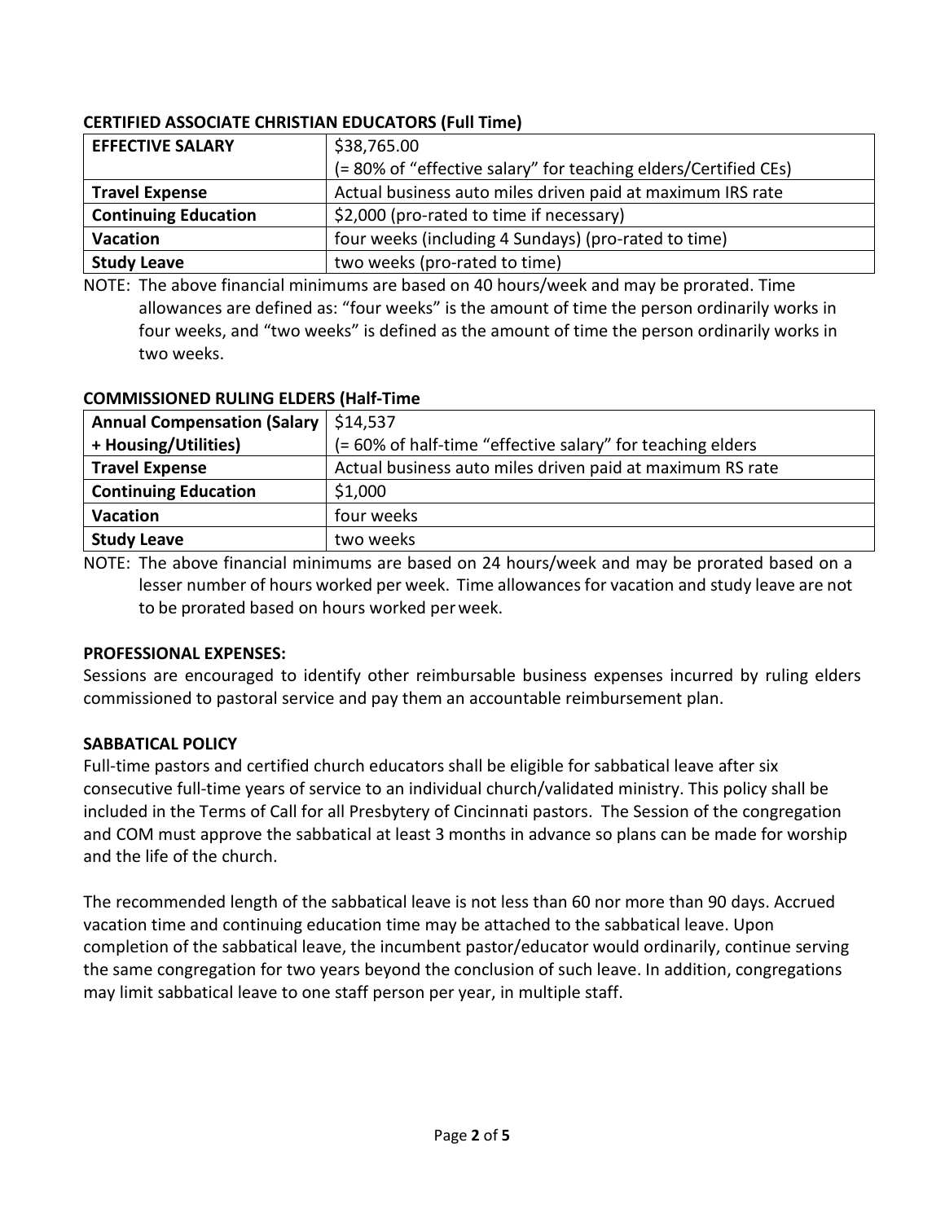**CERTIFIED ASSOCIATE CHRISTIAN EDUCATORS (Full Time)**

| **EFFECTIVE SALARY** | $38,765.00<br>(= 80% of "effective salary" for teaching elders/Certified CEs) |
|---|---|
| **Travel Expense** | Actual business auto miles driven paid at maximum IRS rate |
| **Continuing Education** | $2,000 (pro-rated to time if necessary) |
| **Vacation** | four weeks (including 4 Sundays) (pro-rated to time) |
| **Study Leave** | two weeks (pro-rated to time) |

NOTE: The above financial minimums are based on 40 hours/week and may be prorated. Time allowances are defined as: "four weeks" is the amount of time the person ordinarily works in four weeks, and "two weeks" is defined as the amount of time the person ordinarily works in two weeks.

**COMMISSIONED RULING ELDERS (Half-Time**

| **Annual Compensation (Salary + Housing/Utilities)** | $14,537<br>(= 60% of half-time "effective salary" for teaching elders |
|---|---|
| **Travel Expense** | Actual business auto miles driven paid at maximum RS rate |
| **Continuing Education** | $1,000 |
| **Vacation** | four weeks |
| **Study Leave** | two weeks |

NOTE: The above financial minimums are based on 24 hours/week and may be prorated based on a lesser number of hours worked per week. Time allowances for vacation and study leave are not to be prorated based on hours worked per week.

**PROFESSIONAL EXPENSES:**

Sessions are encouraged to identify other reimbursable business expenses incurred by ruling elders commissioned to pastoral service and pay them an accountable reimbursement plan.

**SABBATICAL POLICY**

Full-time pastors and certified church educators shall be eligible for sabbatical leave after six consecutive full-time years of service to an individual church/validated ministry. This policy shall be included in the Terms of Call for all Presbytery of Cincinnati pastors. The Session of the congregation and COM must approve the sabbatical at least 3 months in advance so plans can be made for worship and the life of the church.

The recommended length of the sabbatical leave is not less than 60 nor more than 90 days. Accrued vacation time and continuing education time may be attached to the sabbatical leave. Upon completion of the sabbatical leave, the incumbent pastor/educator would ordinarily, continue serving the same congregation for two years beyond the conclusion of such leave. In addition, congregations may limit sabbatical leave to one staff person per year, in multiple staff.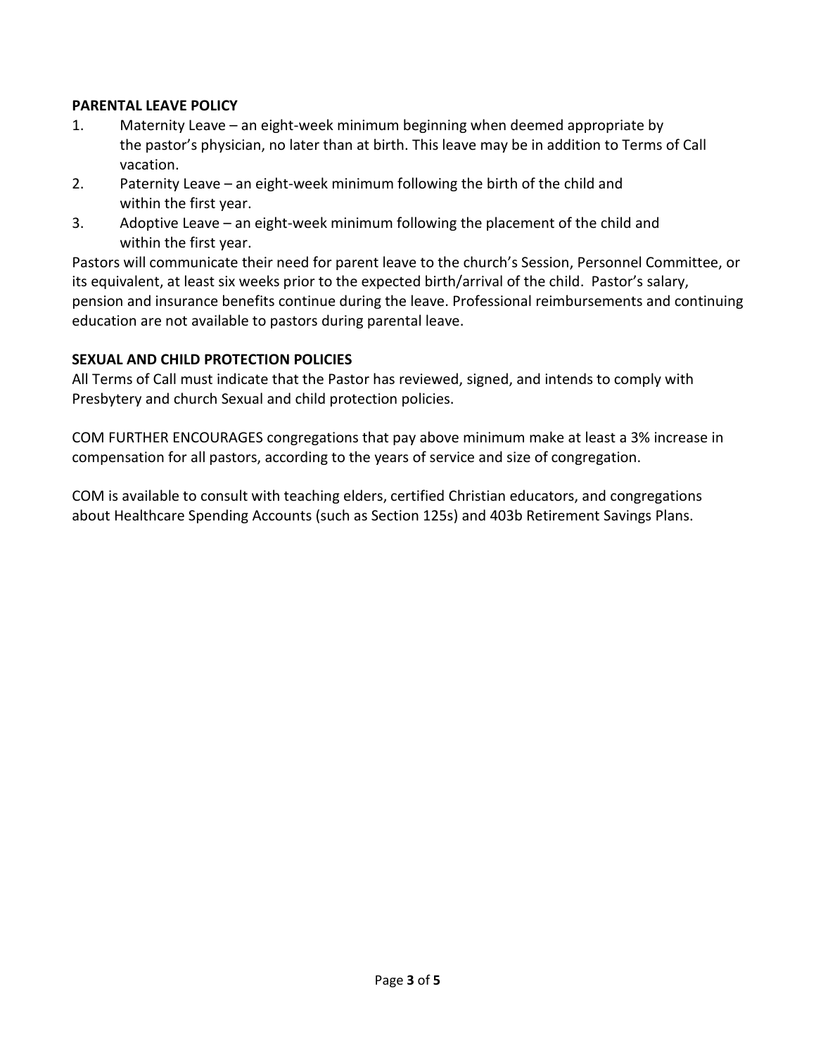**PARENTAL LEAVE POLICY**

1. Maternity Leave – an eight-week minimum beginning when deemed appropriate by the pastor's physician, no later than at birth. This leave may be in addition to Terms of Call vacation.
2. Paternity Leave – an eight-week minimum following the birth of the child and within the first year.
3. Adoptive Leave – an eight-week minimum following the placement of the child and within the first year.

Pastors will communicate their need for parent leave to the church's Session, Personnel Committee, or its equivalent, at least six weeks prior to the expected birth/arrival of the child. Pastor's salary, pension and insurance benefits continue during the leave. Professional reimbursements and continuing education are not available to pastors during parental leave.

**SEXUAL AND CHILD PROTECTION POLICIES**

All Terms of Call must indicate that the Pastor has reviewed, signed, and intends to comply with Presbytery and church Sexual and child protection policies.

COM FURTHER ENCOURAGES congregations that pay above minimum make at least a 3% increase in compensation for all pastors, according to the years of service and size of congregation.

COM is available to consult with teaching elders, certified Christian educators, and congregations about Healthcare Spending Accounts (such as Section 125s) and 403b Retirement Savings Plans.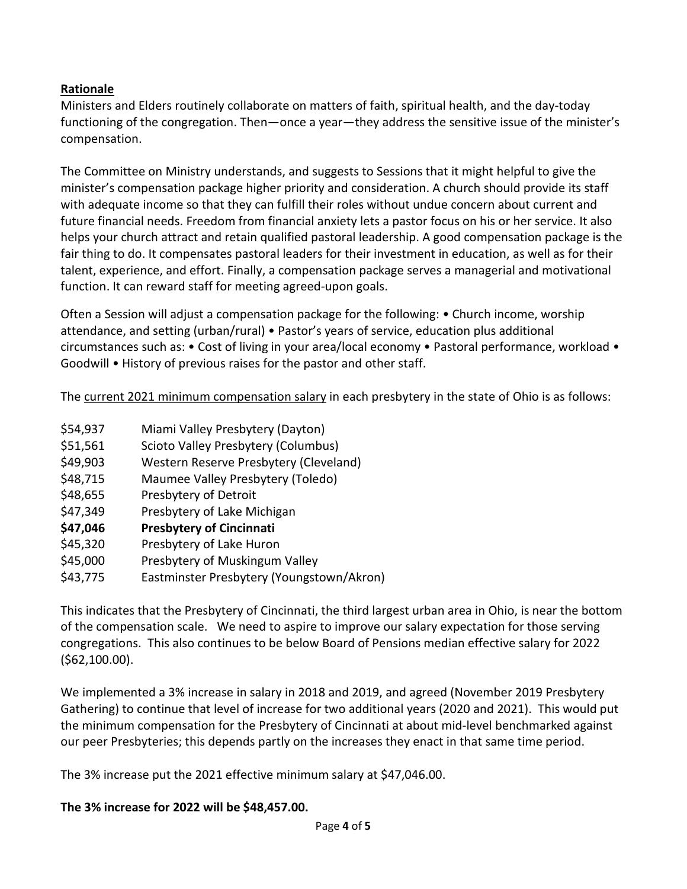**Rationale**

Ministers and Elders routinely collaborate on matters of faith, spiritual health, and the day-today functioning of the congregation. Then—once a year—they address the sensitive issue of the minister's compensation.

The Committee on Ministry understands, and suggests to Sessions that it might helpful to give the minister's compensation package higher priority and consideration. A church should provide its staff with adequate income so that they can fulfill their roles without undue concern about current and future financial needs. Freedom from financial anxiety lets a pastor focus on his or her service. It also helps your church attract and retain qualified pastoral leadership. A good compensation package is the fair thing to do. It compensates pastoral leaders for their investment in education, as well as for their talent, experience, and effort. Finally, a compensation package serves a managerial and motivational function. It can reward staff for meeting agreed-upon goals.

Often a Session will adjust a compensation package for the following: • Church income, worship attendance, and setting (urban/rural) • Pastor's years of service, education plus additional circumstances such as: • Cost of living in your area/local economy • Pastoral performance, workload • Goodwill • History of previous raises for the pastor and other staff.

The current 2021 minimum compensation salary in each presbytery in the state of Ohio is as follows:

| | |
|---|---|
| $54,937 | Miami Valley Presbytery (Dayton) |
| $51,561 | Scioto Valley Presbytery (Columbus) |
| $49,903 | Western Reserve Presbytery (Cleveland) |
| $48,715 | Maumee Valley Presbytery (Toledo) |
| $48,655 | Presbytery of Detroit |
| $47,349 | Presbytery of Lake Michigan |
| **$47,046** | **Presbytery of Cincinnati** |
| $45,320 | Presbytery of Lake Huron |
| $45,000 | Presbytery of Muskingum Valley |
| $43,775 | Eastminster Presbytery (Youngstown/Akron) |

This indicates that the Presbytery of Cincinnati, the third largest urban area in Ohio, is near the bottom of the compensation scale. We need to aspire to improve our salary expectation for those serving congregations. This also continues to be below Board of Pensions median effective salary for 2022 ($62,100.00).

We implemented a 3% increase in salary in 2018 and 2019, and agreed (November 2019 Presbytery Gathering) to continue that level of increase for two additional years (2020 and 2021). This would put the minimum compensation for the Presbytery of Cincinnati at about mid-level benchmarked against our peer Presbyteries; this depends partly on the increases they enact in that same time period.

The 3% increase put the 2021 effective minimum salary at $47,046.00.

**The 3% increase for 2022 will be $48,457.00.**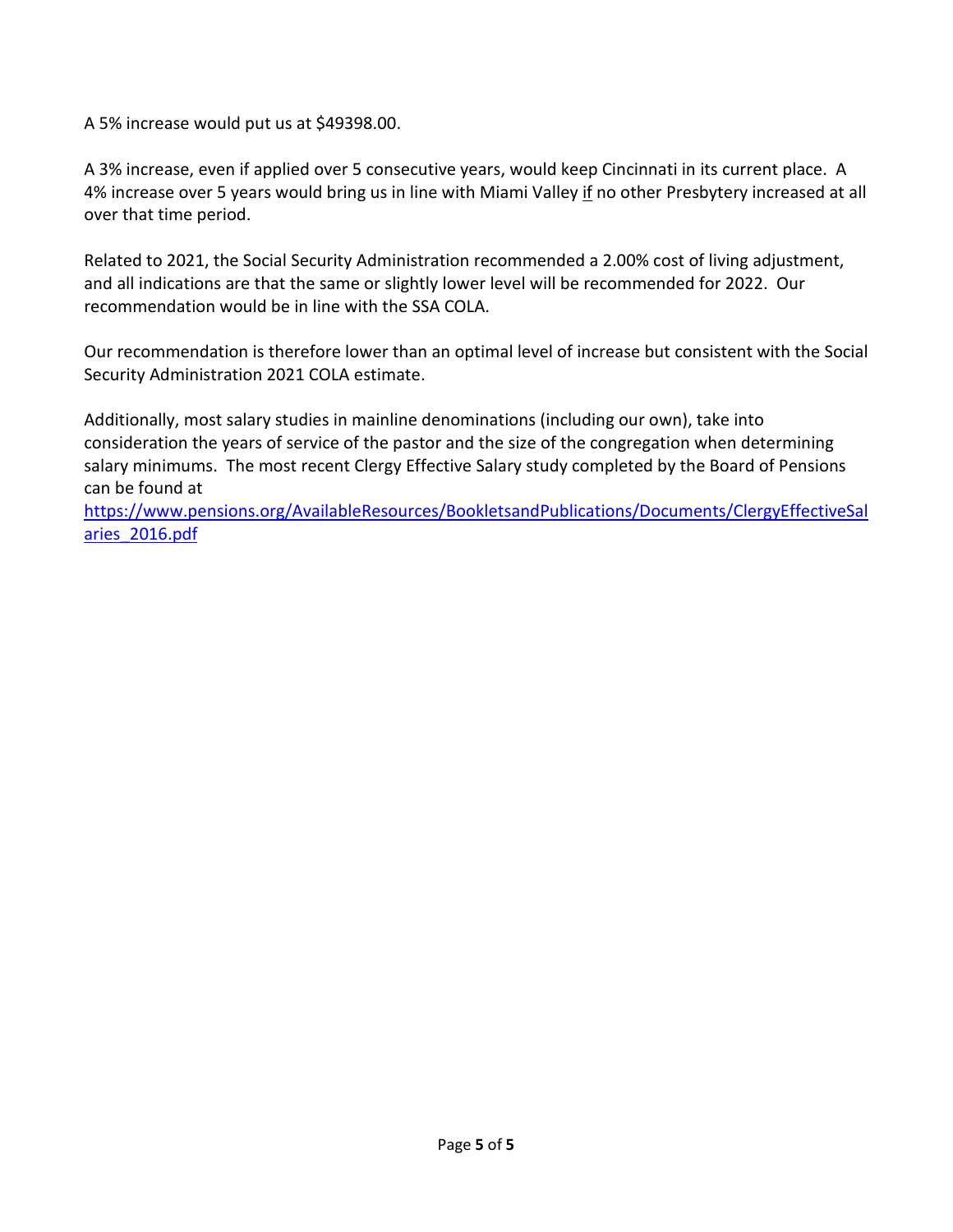A 5% increase would put us at $49398.00.

A 3% increase, even if applied over 5 consecutive years, would keep Cincinnati in its current place. A 4% increase over 5 years would bring us in line with Miami Valley if no other Presbytery increased at all over that time period.

Related to 2021, the Social Security Administration recommended a 2.00% cost of living adjustment, and all indications are that the same or slightly lower level will be recommended for 2022. Our recommendation would be in line with the SSA COLA.

Our recommendation is therefore lower than an optimal level of increase but consistent with the Social Security Administration 2021 COLA estimate.

Additionally, most salary studies in mainline denominations (including our own), take into consideration the years of service of the pastor and the size of the congregation when determining salary minimums. The most recent Clergy Effective Salary study completed by the Board of Pensions can be found at https://www.pensions.org/AvailableResources/BookletsandPublications/Documents/ClergyEffectiveSalaries_2016.pdf